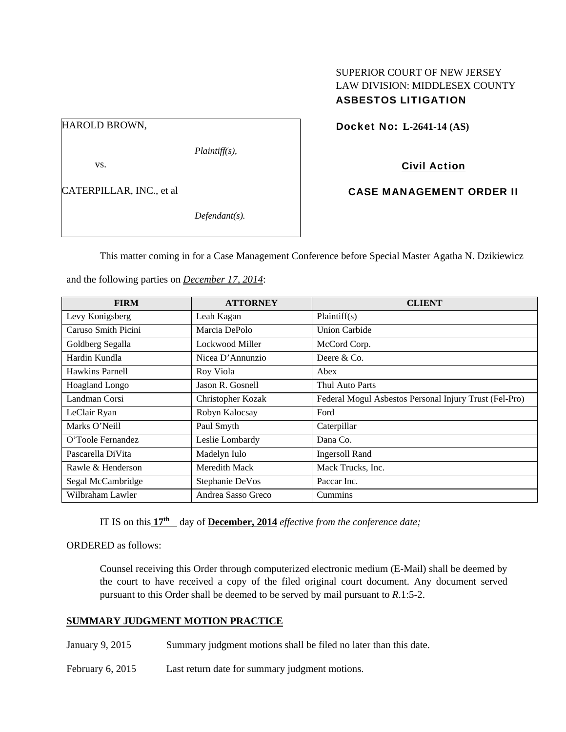SUPERIOR COURT OF NEW JERSEY
LAW DIVISION: MIDDLESEX COUNTY
**ASBESTOS LITIGATION**

| HAROLD BROWN, |
|---|
| *Plaintiff(s),* |
| vs. |
| CATERPILLAR, INC., et al |
| *Defendant(s).* |

**Docket No: L-2641-14 (AS)**

**Civil Action**

**CASE MANAGEMENT ORDER II**

This matter coming in for a Case Management Conference before Special Master Agatha N. Dzikiewicz and the following parties on *December 17, 2014*:

| FIRM | ATTORNEY | CLIENT |
|---|---|---|
| Levy Konigsberg | Leah Kagan | Plaintiff(s) |
| Caruso Smith Picini | Marcia DePolo | Union Carbide |
| Goldberg Segalla | Lockwood Miller | McCord Corp. |
| Hardin Kundla | Nicea D'Annunzio | Deere & Co. |
| Hawkins Parnell | Roy Viola | Abex |
| Hoagland Longo | Jason R. Gosnell | Thul Auto Parts |
| Landman Corsi | Christopher Kozak | Federal Mogul Asbestos Personal Injury Trust (Fel-Pro) |
| LeClair Ryan | Robyn Kalocsay | Ford |
| Marks O'Neill | Paul Smyth | Caterpillar |
| O'Toole Fernandez | Leslie Lombardy | Dana Co. |
| Pascarella DiVita | Madelyn Iulo | Ingersoll Rand |
| Rawle & Henderson | Meredith Mack | Mack Trucks, Inc. |
| Segal McCambridge | Stephanie DeVos | Paccar Inc. |
| Wilbraham Lawler | Andrea Sasso Greco | Cummins |

IT IS on this **17th** day of **December, 2014** *effective from the conference date;*

ORDERED as follows:

Counsel receiving this Order through computerized electronic medium (E-Mail) shall be deemed by the court to have received a copy of the filed original court document. Any document served pursuant to this Order shall be deemed to be served by mail pursuant to *R*.1:5-2.

**SUMMARY JUDGMENT MOTION PRACTICE**

January 9, 2015 Summary judgment motions shall be filed no later than this date.

February 6, 2015 Last return date for summary judgment motions.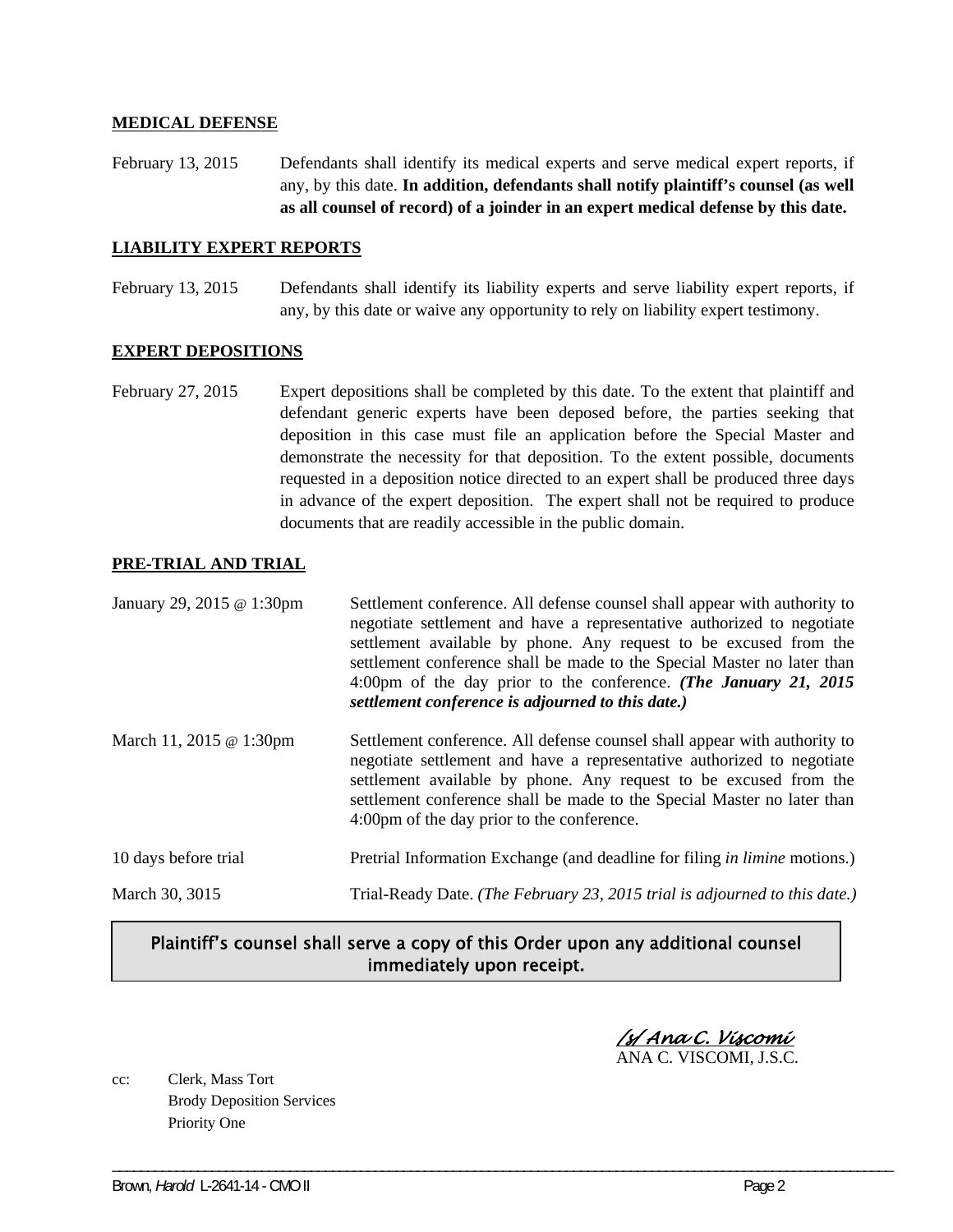**MEDICAL DEFENSE**

| | |
|---|---|
| February 13, 2015 | Defendants shall identify its medical experts and serve medical expert reports, if any, by this date. **In addition, defendants shall notify plaintiff's counsel (as well as all counsel of record) of a joinder in an expert medical defense by this date.** |

**LIABILITY EXPERT REPORTS**

| | |
|---|---|
| February 13, 2015 | Defendants shall identify its liability experts and serve liability expert reports, if any, by this date or waive any opportunity to rely on liability expert testimony. |

**EXPERT DEPOSITIONS**

| | |
|---|---|
| February 27, 2015 | Expert depositions shall be completed by this date. To the extent that plaintiff and defendant generic experts have been deposed before, the parties seeking that deposition in this case must file an application before the Special Master and demonstrate the necessity for that deposition. To the extent possible, documents requested in a deposition notice directed to an expert shall be produced three days in advance of the expert deposition. The expert shall not be required to produce documents that are readily accessible in the public domain. |

**PRE-TRIAL AND TRIAL**

| | |
|---|---|
| January 29, 2015 @ 1:30pm | Settlement conference. All defense counsel shall appear with authority to negotiate settlement and have a representative authorized to negotiate settlement available by phone. Any request to be excused from the settlement conference shall be made to the Special Master no later than 4:00pm of the day prior to the conference. ***(The January 21, 2015 settlement conference is adjourned to this date.)*** |
| March 11, 2015 @ 1:30pm | Settlement conference. All defense counsel shall appear with authority to negotiate settlement and have a representative authorized to negotiate settlement available by phone. Any request to be excused from the settlement conference shall be made to the Special Master no later than 4:00pm of the day prior to the conference. |
| 10 days before trial | Pretrial Information Exchange (and deadline for filing *in limine* motions.) |
| March 30, 3015 | Trial-Ready Date. *(The February 23, 2015 trial is adjourned to this date.)* |

**Plaintiff's counsel shall serve a copy of this Order upon any additional counsel immediately upon receipt.**

*/s/ Ana C. Viscomi*
ANA C. VISCOMI, J.S.C.

cc: Clerk, Mass Tort
Brody Deposition Services
Priority One

Brown, *Harold* L-2641-14 - CMO II